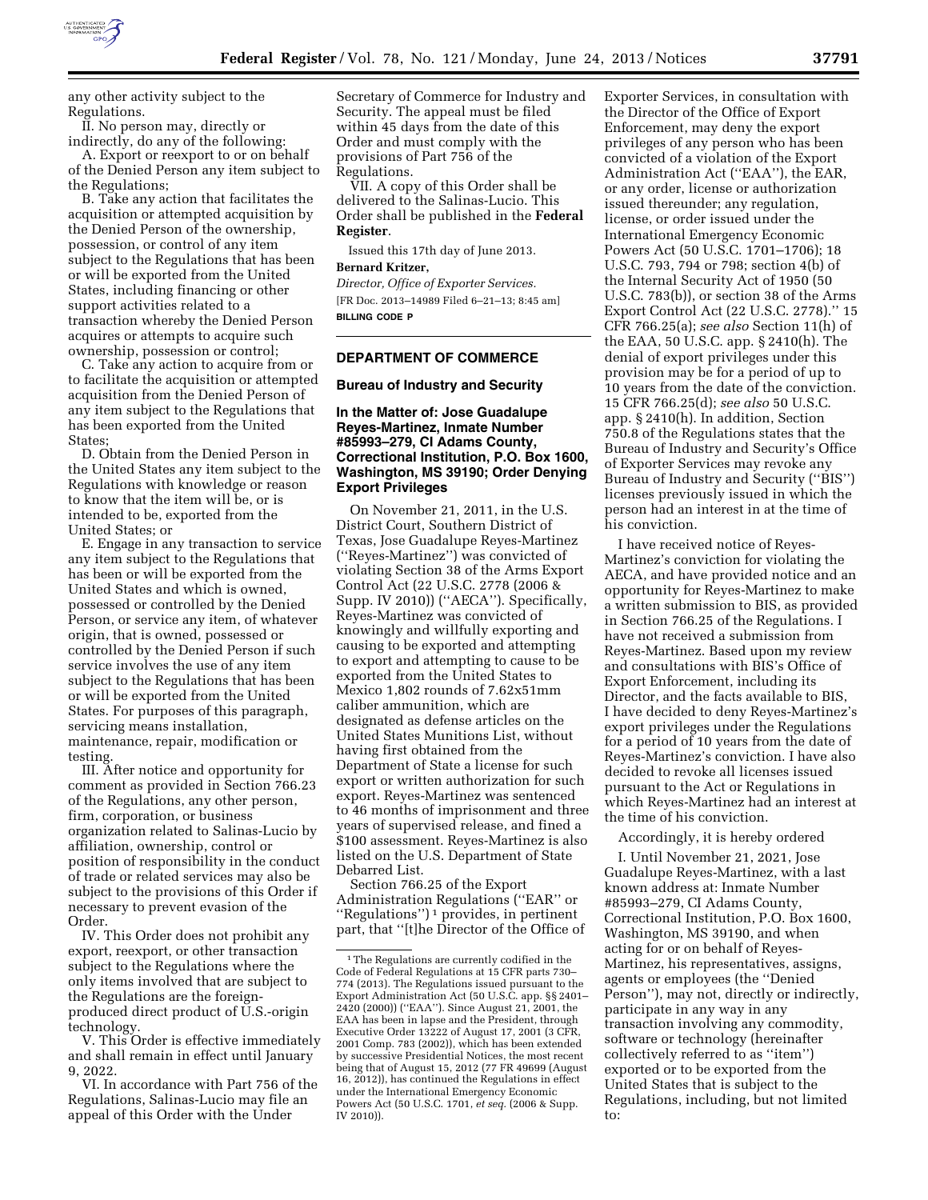any other activity subject to the Regulations.

II. No person may, directly or indirectly, do any of the following:

A. Export or reexport to or on behalf of the Denied Person any item subject to the Regulations;

B. Take any action that facilitates the acquisition or attempted acquisition by the Denied Person of the ownership, possession, or control of any item subject to the Regulations that has been or will be exported from the United States, including financing or other support activities related to a transaction whereby the Denied Person acquires or attempts to acquire such ownership, possession or control;

C. Take any action to acquire from or to facilitate the acquisition or attempted acquisition from the Denied Person of any item subject to the Regulations that has been exported from the United States;

D. Obtain from the Denied Person in the United States any item subject to the Regulations with knowledge or reason to know that the item will be, or is intended to be, exported from the United States; or

E. Engage in any transaction to service any item subject to the Regulations that has been or will be exported from the United States and which is owned, possessed or controlled by the Denied Person, or service any item, of whatever origin, that is owned, possessed or controlled by the Denied Person if such service involves the use of any item subject to the Regulations that has been or will be exported from the United States. For purposes of this paragraph, servicing means installation, maintenance, repair, modification or testing.

III. After notice and opportunity for comment as provided in Section 766.23 of the Regulations, any other person, firm, corporation, or business organization related to Salinas-Lucio by affiliation, ownership, control or position of responsibility in the conduct of trade or related services may also be subject to the provisions of this Order if necessary to prevent evasion of the Order.

IV. This Order does not prohibit any export, reexport, or other transaction subject to the Regulations where the only items involved that are subject to the Regulations are the foreign-produced direct product of U.S.-origin technology.

V. This Order is effective immediately and shall remain in effect until January 9, 2022.

VI. In accordance with Part 756 of the Regulations, Salinas-Lucio may file an appeal of this Order with the Under Secretary of Commerce for Industry and Security. The appeal must be filed within 45 days from the date of this Order and must comply with the provisions of Part 756 of the Regulations.

VII. A copy of this Order shall be delivered to the Salinas-Lucio. This Order shall be published in the **Federal Register**.

Issued this 17th day of June 2013.

**Bernard Kritzer,**

*Director, Office of Exporter Services.*

[FR Doc. 2013–14989 Filed 6–21–13; 8:45 am]

**BILLING CODE P**

---

## DEPARTMENT OF COMMERCE

### Bureau of Industry and Security

### In the Matter of: Jose Guadalupe Reyes-Martinez, Inmate Number #85993–279, CI Adams County, Correctional Institution, P.O. Box 1600, Washington, MS 39190; Order Denying Export Privileges

On November 21, 2011, in the U.S. District Court, Southern District of Texas, Jose Guadalupe Reyes-Martinez (''Reyes-Martinez'') was convicted of violating Section 38 of the Arms Export Control Act (22 U.S.C. 2778 (2006 & Supp. IV 2010)) (''AECA''). Specifically, Reyes-Martinez was convicted of knowingly and willfully exporting and causing to be exported and attempting to export and attempting to cause to be exported from the United States to Mexico 1,802 rounds of 7.62x51mm caliber ammunition, which are designated as defense articles on the United States Munitions List, without having first obtained from the Department of State a license for such export or written authorization for such export. Reyes-Martinez was sentenced to 46 months of imprisonment and three years of supervised release, and fined a $100 assessment. Reyes-Martinez is also listed on the U.S. Department of State Debarred List.

Section 766.25 of the Export Administration Regulations (''EAR'' or ''Regulations'') [1] provides, in pertinent part, that ''[t]he Director of the Office of Exporter Services, in consultation with the Director of the Office of Export Enforcement, may deny the export privileges of any person who has been convicted of a violation of the Export Administration Act (''EAA''), the EAR, or any order, license or authorization issued thereunder; any regulation, license, or order issued under the International Emergency Economic Powers Act (50 U.S.C. 1701–1706); 18 U.S.C. 793, 794 or 798; section 4(b) of the Internal Security Act of 1950 (50 U.S.C. 783(b)), or section 38 of the Arms Export Control Act (22 U.S.C. 2778).'' 15 CFR 766.25(a); *see also* Section 11(h) of the EAA, 50 U.S.C. app. § 2410(h). The denial of export privileges under this provision may be for a period of up to 10 years from the date of the conviction. 15 CFR 766.25(d); *see also* 50 U.S.C. app. § 2410(h). In addition, Section 750.8 of the Regulations states that the Bureau of Industry and Security's Office of Exporter Services may revoke any Bureau of Industry and Security (''BIS'') licenses previously issued in which the person had an interest in at the time of his conviction.

I have received notice of Reyes-Martinez's conviction for violating the AECA, and have provided notice and an opportunity for Reyes-Martinez to make a written submission to BIS, as provided in Section 766.25 of the Regulations. I have not received a submission from Reyes-Martinez. Based upon my review and consultations with BIS's Office of Export Enforcement, including its Director, and the facts available to BIS, I have decided to deny Reyes-Martinez's export privileges under the Regulations for a period of 10 years from the date of Reyes-Martinez's conviction. I have also decided to revoke all licenses issued pursuant to the Act or Regulations in which Reyes-Martinez had an interest at the time of his conviction.

Accordingly, it is hereby ordered

I. Until November 21, 2021, Jose Guadalupe Reyes-Martinez, with a last known address at: Inmate Number #85993–279, CI Adams County, Correctional Institution, P.O. Box 1600, Washington, MS 39190, and when acting for or on behalf of Reyes-Martinez, his representatives, assigns, agents or employees (the ''Denied Person''), may not, directly or indirectly, participate in any way in any transaction involving any commodity, software or technology (hereinafter collectively referred to as ''item'') exported or to be exported from the United States that is subject to the Regulations, including, but not limited to:

---

[1] The Regulations are currently codified in the Code of Federal Regulations at 15 CFR parts 730–774 (2013). The Regulations issued pursuant to the Export Administration Act (50 U.S.C. app. §§ 2401–2420 (2000)) (''EAA''). Since August 21, 2001, the EAA has been in lapse and the President, through Executive Order 13222 of August 17, 2001 (3 CFR, 2001 Comp. 783 (2002)), which has been extended by successive Presidential Notices, the most recent being that of August 15, 2012 (77 FR 49699 (August 16, 2012)), has continued the Regulations in effect under the International Emergency Economic Powers Act (50 U.S.C. 1701, *et seq.* (2006 & Supp. IV 2010)).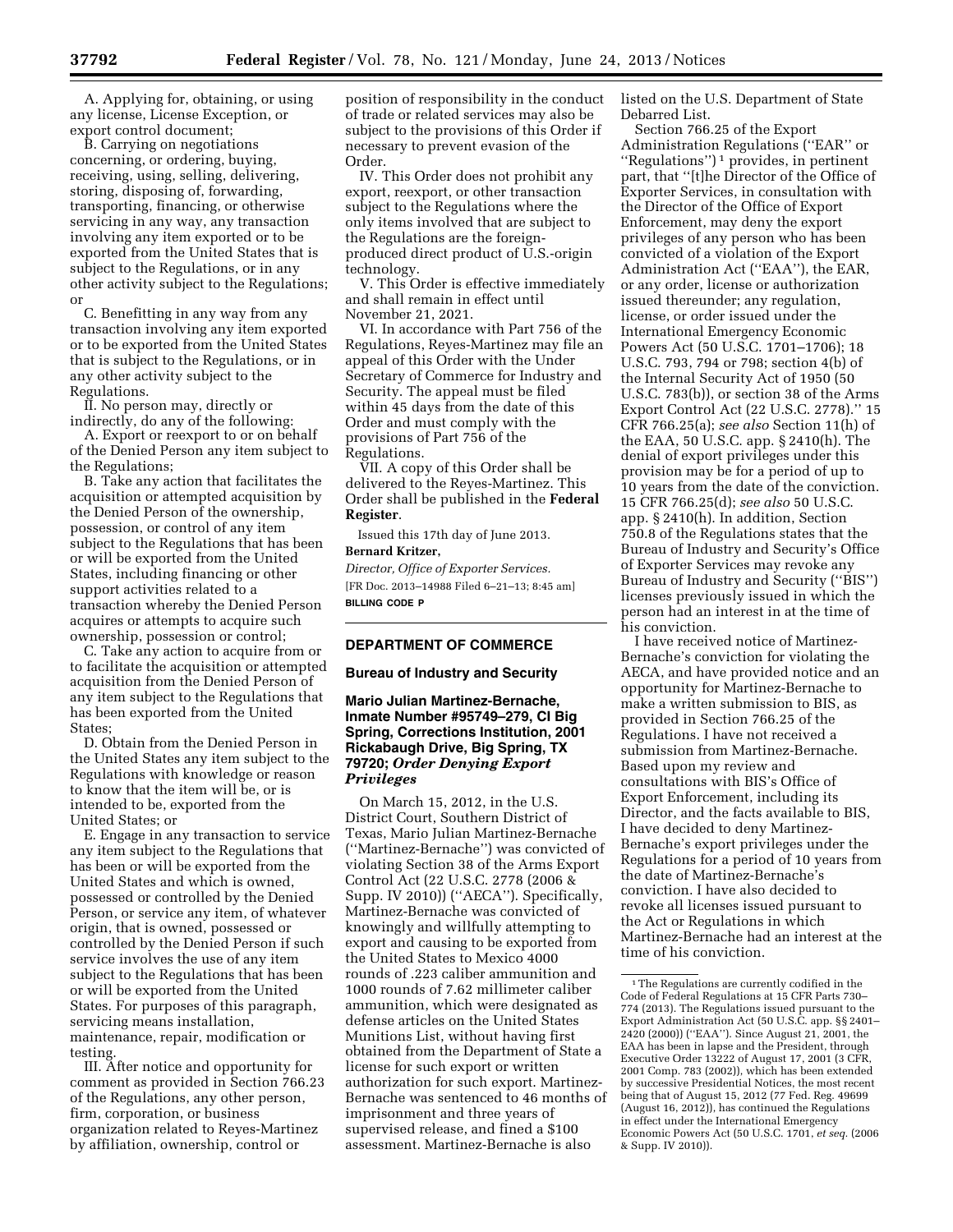A. Applying for, obtaining, or using any license, License Exception, or export control document;

B. Carrying on negotiations concerning, or ordering, buying, receiving, using, selling, delivering, storing, disposing of, forwarding, transporting, financing, or otherwise servicing in any way, any transaction involving any item exported or to be exported from the United States that is subject to the Regulations, or in any other activity subject to the Regulations; or

C. Benefitting in any way from any transaction involving any item exported or to be exported from the United States that is subject to the Regulations, or in any other activity subject to the Regulations.

II. No person may, directly or indirectly, do any of the following:

A. Export or reexport to or on behalf of the Denied Person any item subject to the Regulations;

B. Take any action that facilitates the acquisition or attempted acquisition by the Denied Person of the ownership, possession, or control of any item subject to the Regulations that has been or will be exported from the United States, including financing or other support activities related to a transaction whereby the Denied Person acquires or attempts to acquire such ownership, possession or control;

C. Take any action to acquire from or to facilitate the acquisition or attempted acquisition from the Denied Person of any item subject to the Regulations that has been exported from the United States;

D. Obtain from the Denied Person in the United States any item subject to the Regulations with knowledge or reason to know that the item will be, or is intended to be, exported from the United States; or

E. Engage in any transaction to service any item subject to the Regulations that has been or will be exported from the United States and which is owned, possessed or controlled by the Denied Person, or service any item, of whatever origin, that is owned, possessed or controlled by the Denied Person if such service involves the use of any item subject to the Regulations that has been or will be exported from the United States. For purposes of this paragraph, servicing means installation, maintenance, repair, modification or testing.

III. After notice and opportunity for comment as provided in Section 766.23 of the Regulations, any other person, firm, corporation, or business organization related to Reyes-Martinez by affiliation, ownership, control or position of responsibility in the conduct of trade or related services may also be subject to the provisions of this Order if necessary to prevent evasion of the Order.

IV. This Order does not prohibit any export, reexport, or other transaction subject to the Regulations where the only items involved that are subject to the Regulations are the foreign-produced direct product of U.S.-origin technology.

V. This Order is effective immediately and shall remain in effect until November 21, 2021.

VI. In accordance with Part 756 of the Regulations, Reyes-Martinez may file an appeal of this Order with the Under Secretary of Commerce for Industry and Security. The appeal must be filed within 45 days from the date of this Order and must comply with the provisions of Part 756 of the Regulations.

VII. A copy of this Order shall be delivered to the Reyes-Martinez. This Order shall be published in the **Federal Register**.

Issued this 17th day of June 2013.

**Bernard Kritzer,**

*Director, Office of Exporter Services.*

[FR Doc. 2013–14988 Filed 6–21–13; 8:45 am]

**BILLING CODE P**

---

## DEPARTMENT OF COMMERCE

### Bureau of Industry and Security

### Mario Julian Martinez-Bernache, Inmate Number #95749–279, CI Big Spring, Corrections Institution, 2001 Rickabaugh Drive, Big Spring, TX 79720; *Order Denying Export Privileges*

On March 15, 2012, in the U.S. District Court, Southern District of Texas, Mario Julian Martinez-Bernache (''Martinez-Bernache'') was convicted of violating Section 38 of the Arms Export Control Act (22 U.S.C. 2778 (2006 & Supp. IV 2010)) (''AECA''). Specifically, Martinez-Bernache was convicted of knowingly and willfully attempting to export and causing to be exported from the United States to Mexico 4000 rounds of .223 caliber ammunition and 1000 rounds of 7.62 millimeter caliber ammunition, which were designated as defense articles on the United States Munitions List, without having first obtained from the Department of State a license for such export or written authorization for such export. Martinez-Bernache was sentenced to 46 months of imprisonment and three years of supervised release, and fined a $100 assessment. Martinez-Bernache is also listed on the U.S. Department of State Debarred List.

Section 766.25 of the Export Administration Regulations (''EAR'' or ''Regulations'')[1] provides, in pertinent part, that ''[t]he Director of the Office of Exporter Services, in consultation with the Director of the Office of Export Enforcement, may deny the export privileges of any person who has been convicted of a violation of the Export Administration Act (''EAA''), the EAR, or any order, license or authorization issued thereunder; any regulation, license, or order issued under the International Emergency Economic Powers Act (50 U.S.C. 1701–1706); 18 U.S.C. 793, 794 or 798; section 4(b) of the Internal Security Act of 1950 (50 U.S.C. 783(b)), or section 38 of the Arms Export Control Act (22 U.S.C. 2778).'' 15 CFR 766.25(a); *see also* Section 11(h) of the EAA, 50 U.S.C. app. § 2410(h). The denial of export privileges under this provision may be for a period of up to 10 years from the date of the conviction. 15 CFR 766.25(d); *see also* 50 U.S.C. app. § 2410(h). In addition, Section 750.8 of the Regulations states that the Bureau of Industry and Security's Office of Exporter Services may revoke any Bureau of Industry and Security (''BIS'') licenses previously issued in which the person had an interest in at the time of his conviction.

I have received notice of Martinez-Bernache's conviction for violating the AECA, and have provided notice and an opportunity for Martinez-Bernache to make a written submission to BIS, as provided in Section 766.25 of the Regulations. I have not received a submission from Martinez-Bernache. Based upon my review and consultations with BIS's Office of Export Enforcement, including its Director, and the facts available to BIS, I have decided to deny Martinez-Bernache's export privileges under the Regulations for a period of 10 years from the date of Martinez-Bernache's conviction. I have also decided to revoke all licenses issued pursuant to the Act or Regulations in which Martinez-Bernache had an interest at the time of his conviction.

---

[1] The Regulations are currently codified in the Code of Federal Regulations at 15 CFR Parts 730–774 (2013). The Regulations issued pursuant to the Export Administration Act (50 U.S.C. app. §§ 2401–2420 (2000)) (''EAA''). Since August 21, 2001, the EAA has been in lapse and the President, through Executive Order 13222 of August 17, 2001 (3 CFR, 2001 Comp. 783 (2002)), which has been extended by successive Presidential Notices, the most recent being that of August 15, 2012 (77 Fed. Reg. 49699 (August 16, 2012)), has continued the Regulations in effect under the International Emergency Economic Powers Act (50 U.S.C. 1701, *et seq.* (2006 & Supp. IV 2010)).